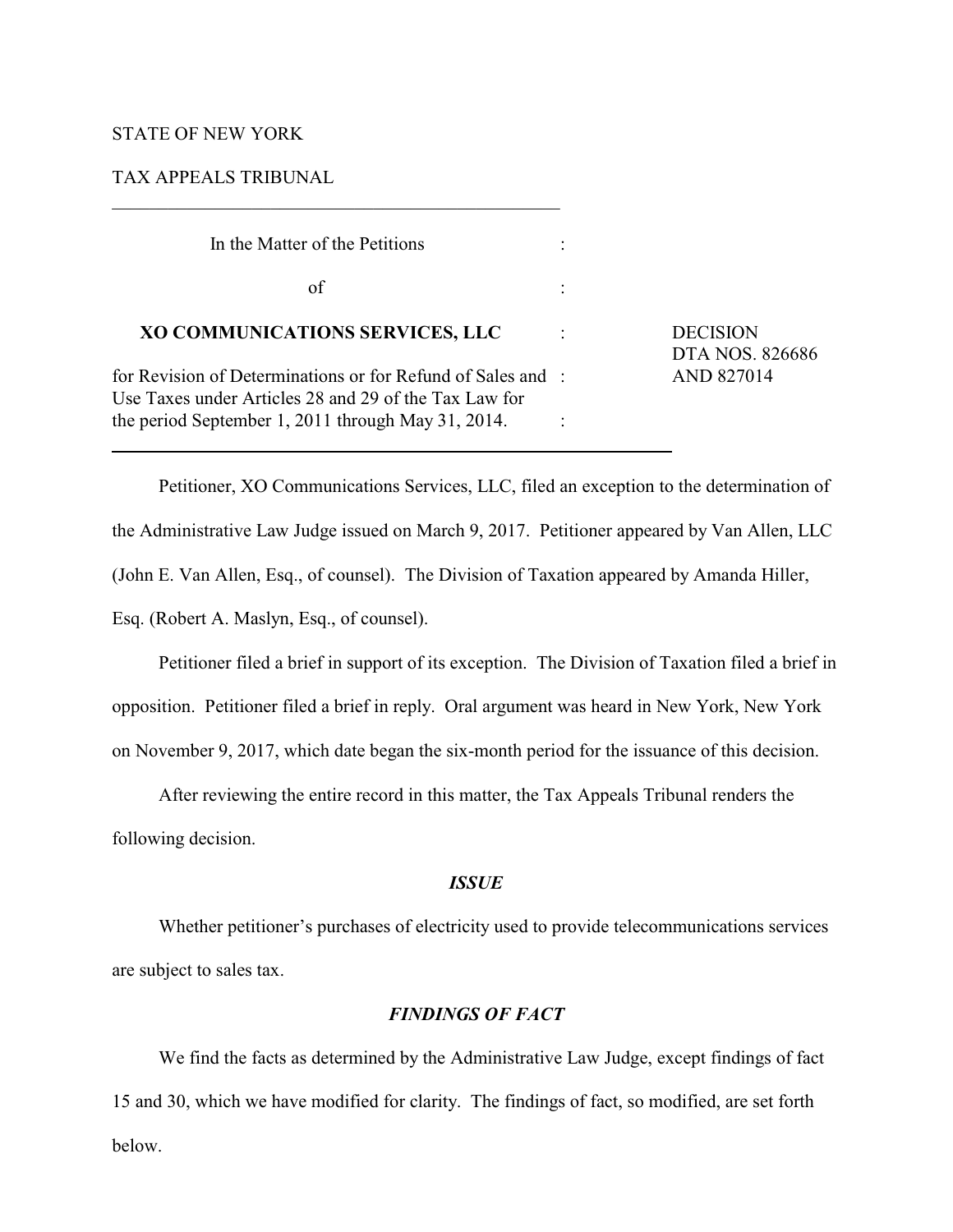STATE OF NEW YORK

TAX APPEALS TRIBUNAL

---

In the Matter of the Petitions

of

**XO COMMUNICATIONS SERVICES, LLC**

for Revision of Determinations or for Refund of Sales and Use Taxes under Articles 28 and 29 of the Tax Law for the period September 1, 2011 through May 31, 2014.

DECISION
DTA NOS. 826686 AND 827014

---

Petitioner, XO Communications Services, LLC, filed an exception to the determination of the Administrative Law Judge issued on March 9, 2017. Petitioner appeared by Van Allen, LLC (John E. Van Allen, Esq., of counsel). The Division of Taxation appeared by Amanda Hiller, Esq. (Robert A. Maslyn, Esq., of counsel).

Petitioner filed a brief in support of its exception. The Division of Taxation filed a brief in opposition. Petitioner filed a brief in reply. Oral argument was heard in New York, New York on November 9, 2017, which date began the six-month period for the issuance of this decision.

After reviewing the entire record in this matter, the Tax Appeals Tribunal renders the following decision.

### *ISSUE*

Whether petitioner's purchases of electricity used to provide telecommunications services are subject to sales tax.

### *FINDINGS OF FACT*

We find the facts as determined by the Administrative Law Judge, except findings of fact 15 and 30, which we have modified for clarity. The findings of fact, so modified, are set forth below.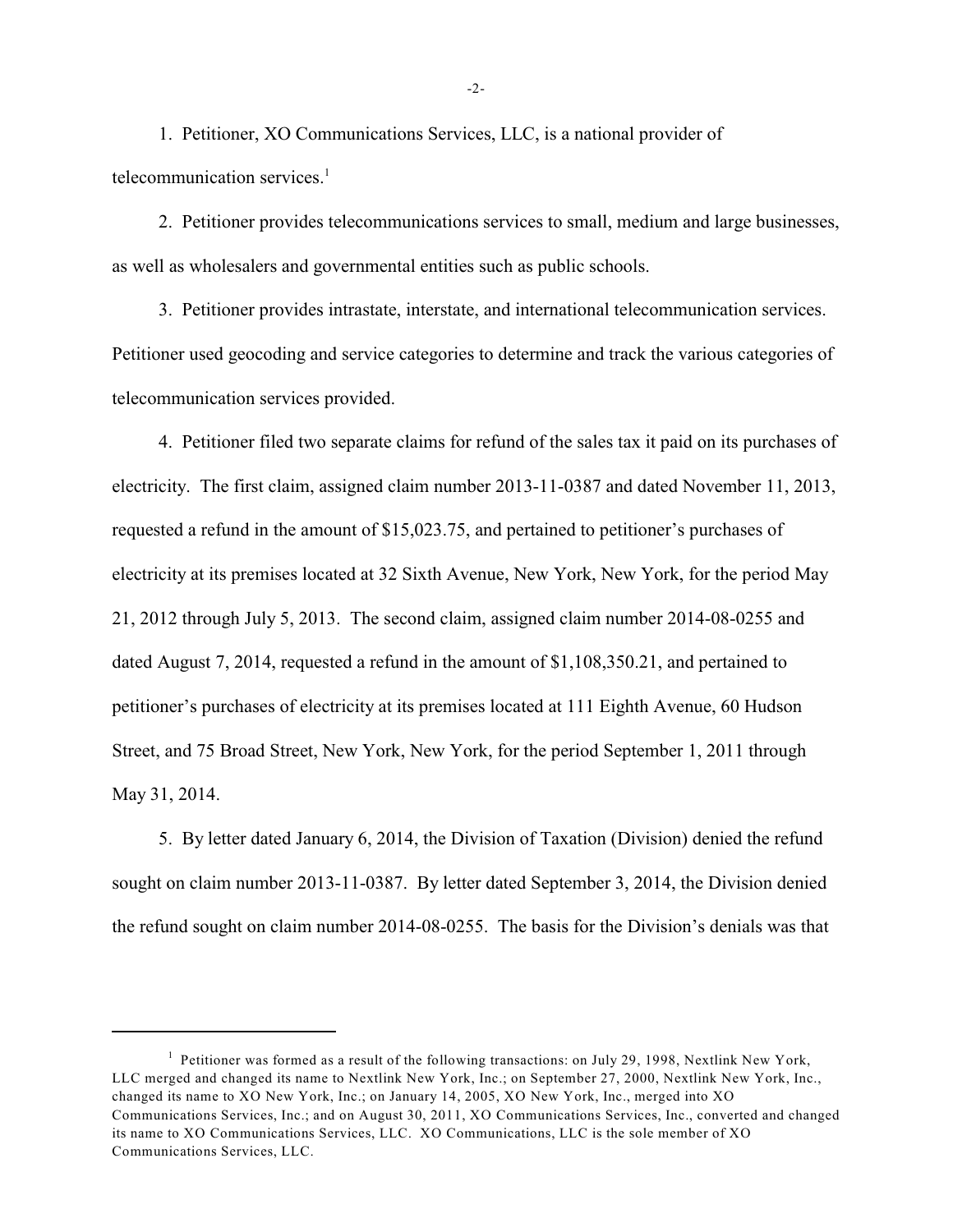1. Petitioner, XO Communications Services, LLC, is a national provider of telecommunication services.[1]

2. Petitioner provides telecommunications services to small, medium and large businesses, as well as wholesalers and governmental entities such as public schools.

3. Petitioner provides intrastate, interstate, and international telecommunication services. Petitioner used geocoding and service categories to determine and track the various categories of telecommunication services provided.

4. Petitioner filed two separate claims for refund of the sales tax it paid on its purchases of electricity. The first claim, assigned claim number 2013-11-0387 and dated November 11, 2013, requested a refund in the amount of $15,023.75, and pertained to petitioner's purchases of electricity at its premises located at 32 Sixth Avenue, New York, New York, for the period May 21, 2012 through July 5, 2013. The second claim, assigned claim number 2014-08-0255 and dated August 7, 2014, requested a refund in the amount of $1,108,350.21, and pertained to petitioner's purchases of electricity at its premises located at 111 Eighth Avenue, 60 Hudson Street, and 75 Broad Street, New York, New York, for the period September 1, 2011 through May 31, 2014.

5. By letter dated January 6, 2014, the Division of Taxation (Division) denied the refund sought on claim number 2013-11-0387. By letter dated September 3, 2014, the Division denied the refund sought on claim number 2014-08-0255. The basis for the Division's denials was that

---

[1] Petitioner was formed as a result of the following transactions: on July 29, 1998, Nextlink New York, LLC merged and changed its name to Nextlink New York, Inc.; on September 27, 2000, Nextlink New York, Inc., changed its name to XO New York, Inc.; on January 14, 2005, XO New York, Inc., merged into XO Communications Services, Inc.; and on August 30, 2011, XO Communications Services, Inc., converted and changed its name to XO Communications Services, LLC. XO Communications, LLC is the sole member of XO Communications Services, LLC.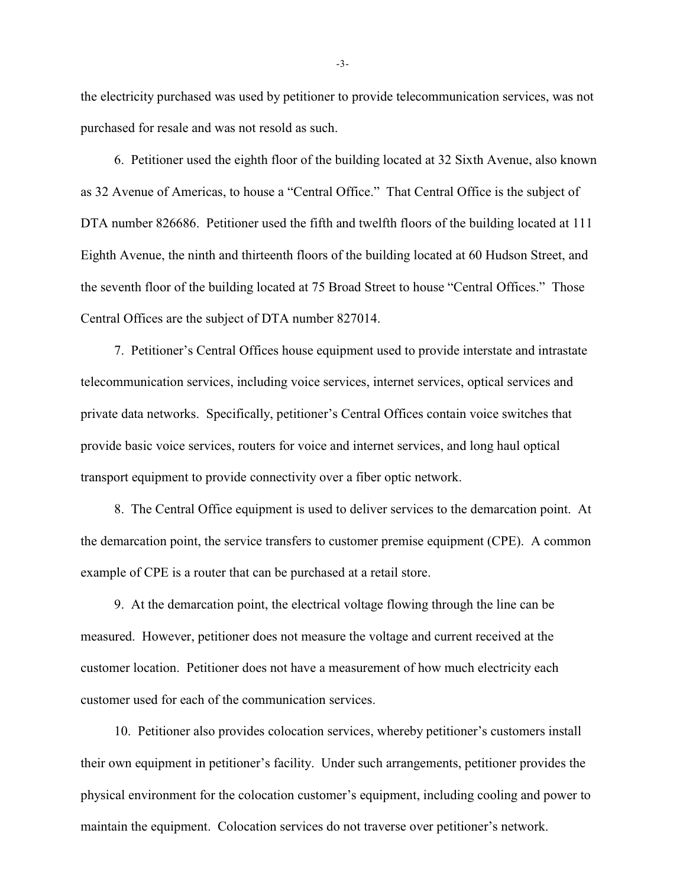the electricity purchased was used by petitioner to provide telecommunication services, was not purchased for resale and was not resold as such.

6. Petitioner used the eighth floor of the building located at 32 Sixth Avenue, also known as 32 Avenue of Americas, to house a "Central Office." That Central Office is the subject of DTA number 826686. Petitioner used the fifth and twelfth floors of the building located at 111 Eighth Avenue, the ninth and thirteenth floors of the building located at 60 Hudson Street, and the seventh floor of the building located at 75 Broad Street to house "Central Offices." Those Central Offices are the subject of DTA number 827014.

7. Petitioner's Central Offices house equipment used to provide interstate and intrastate telecommunication services, including voice services, internet services, optical services and private data networks. Specifically, petitioner's Central Offices contain voice switches that provide basic voice services, routers for voice and internet services, and long haul optical transport equipment to provide connectivity over a fiber optic network.

8. The Central Office equipment is used to deliver services to the demarcation point. At the demarcation point, the service transfers to customer premise equipment (CPE). A common example of CPE is a router that can be purchased at a retail store.

9. At the demarcation point, the electrical voltage flowing through the line can be measured. However, petitioner does not measure the voltage and current received at the customer location. Petitioner does not have a measurement of how much electricity each customer used for each of the communication services.

10. Petitioner also provides colocation services, whereby petitioner's customers install their own equipment in petitioner's facility. Under such arrangements, petitioner provides the physical environment for the colocation customer's equipment, including cooling and power to maintain the equipment. Colocation services do not traverse over petitioner's network.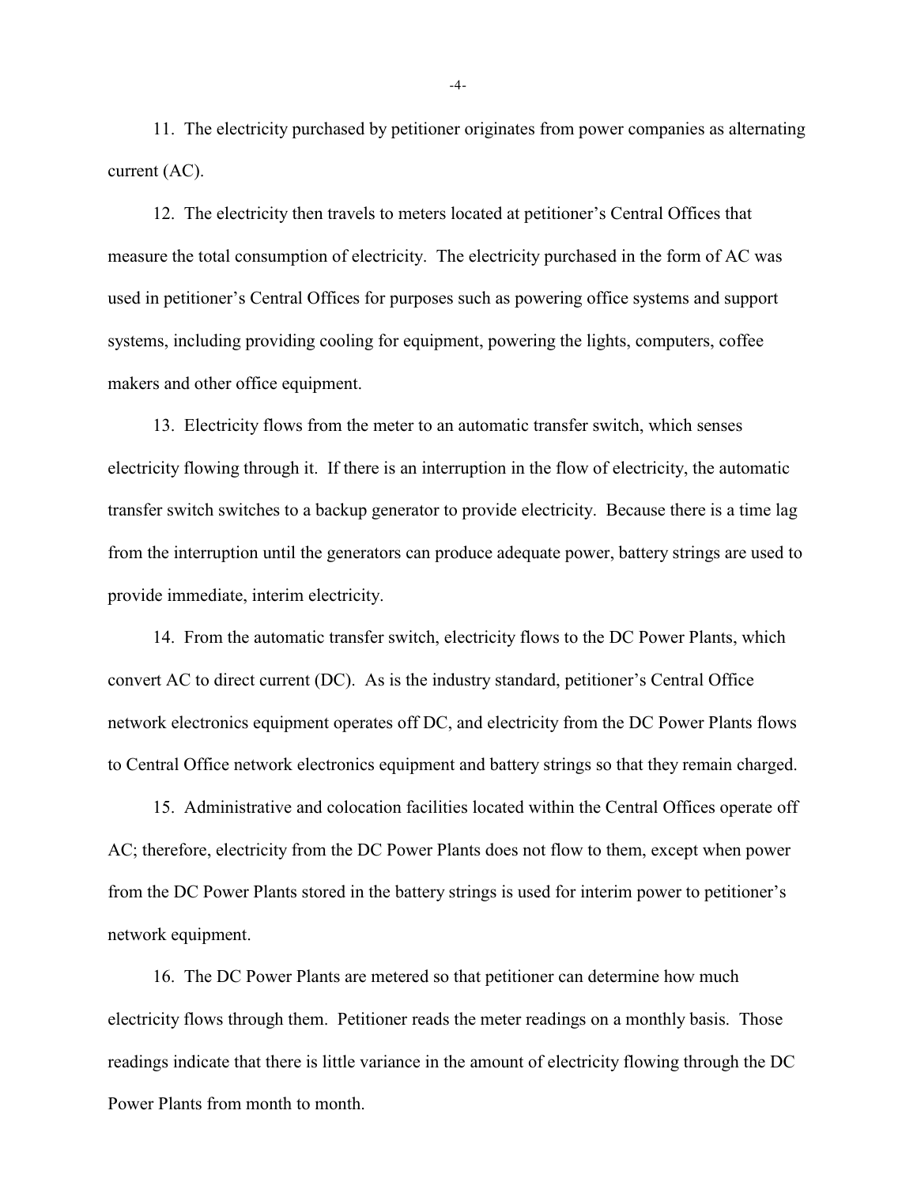11. The electricity purchased by petitioner originates from power companies as alternating current (AC).

12. The electricity then travels to meters located at petitioner's Central Offices that measure the total consumption of electricity. The electricity purchased in the form of AC was used in petitioner's Central Offices for purposes such as powering office systems and support systems, including providing cooling for equipment, powering the lights, computers, coffee makers and other office equipment.

13. Electricity flows from the meter to an automatic transfer switch, which senses electricity flowing through it. If there is an interruption in the flow of electricity, the automatic transfer switch switches to a backup generator to provide electricity. Because there is a time lag from the interruption until the generators can produce adequate power, battery strings are used to provide immediate, interim electricity.

14. From the automatic transfer switch, electricity flows to the DC Power Plants, which convert AC to direct current (DC). As is the industry standard, petitioner's Central Office network electronics equipment operates off DC, and electricity from the DC Power Plants flows to Central Office network electronics equipment and battery strings so that they remain charged.

15. Administrative and colocation facilities located within the Central Offices operate off AC; therefore, electricity from the DC Power Plants does not flow to them, except when power from the DC Power Plants stored in the battery strings is used for interim power to petitioner's network equipment.

16. The DC Power Plants are metered so that petitioner can determine how much electricity flows through them. Petitioner reads the meter readings on a monthly basis. Those readings indicate that there is little variance in the amount of electricity flowing through the DC Power Plants from month to month.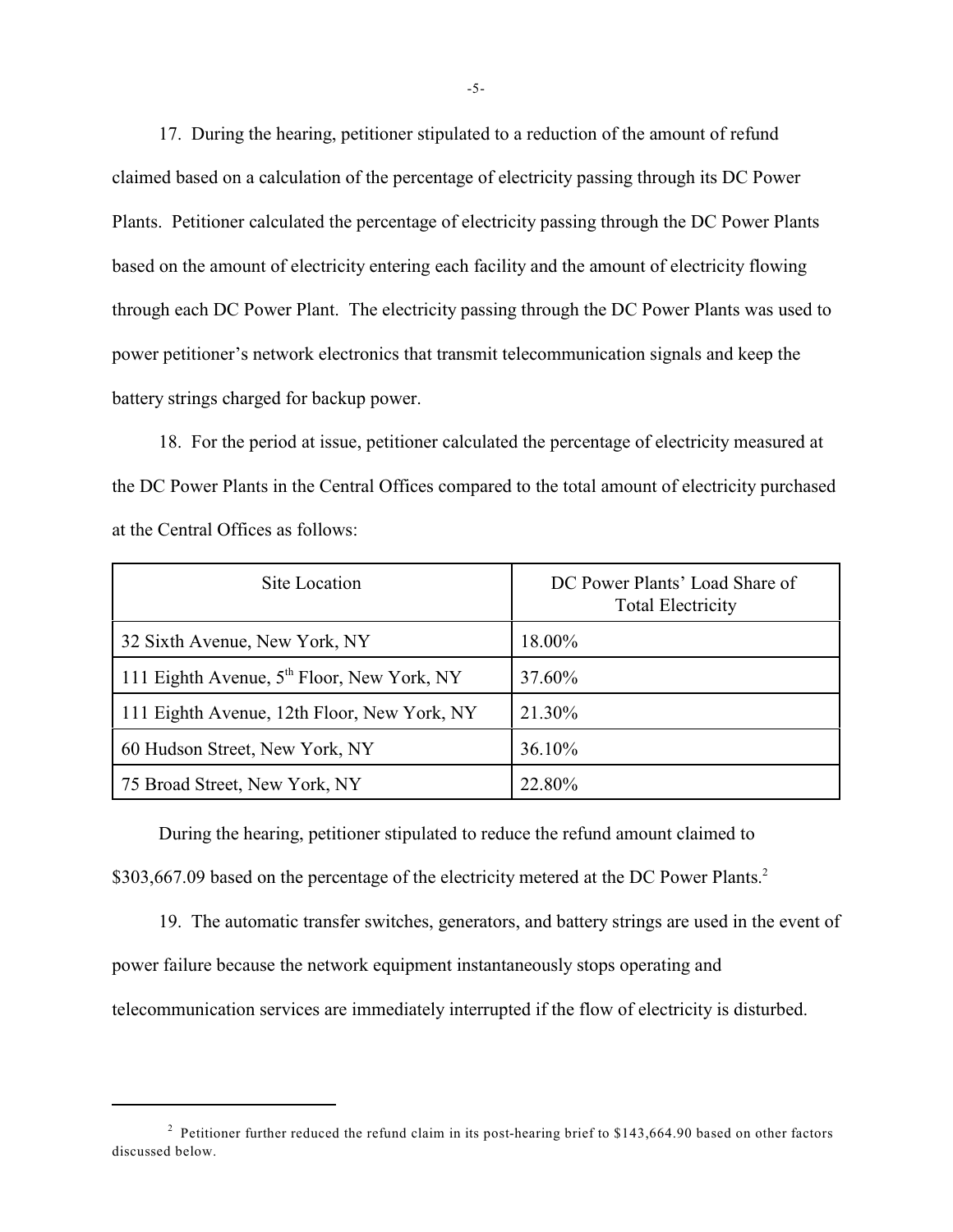17. During the hearing, petitioner stipulated to a reduction of the amount of refund claimed based on a calculation of the percentage of electricity passing through its DC Power Plants. Petitioner calculated the percentage of electricity passing through the DC Power Plants based on the amount of electricity entering each facility and the amount of electricity flowing through each DC Power Plant. The electricity passing through the DC Power Plants was used to power petitioner's network electronics that transmit telecommunication signals and keep the battery strings charged for backup power.

18. For the period at issue, petitioner calculated the percentage of electricity measured at the DC Power Plants in the Central Offices compared to the total amount of electricity purchased at the Central Offices as follows:

| Site Location | DC Power Plants' Load Share of Total Electricity |
|---|---|
| 32 Sixth Avenue, New York, NY | 18.00% |
| 111 Eighth Avenue, 5th Floor, New York, NY | 37.60% |
| 111 Eighth Avenue, 12th Floor, New York, NY | 21.30% |
| 60 Hudson Street, New York, NY | 36.10% |
| 75 Broad Street, New York, NY | 22.80% |

During the hearing, petitioner stipulated to reduce the refund amount claimed to $303,667.09 based on the percentage of the electricity metered at the DC Power Plants.[2]

19. The automatic transfer switches, generators, and battery strings are used in the event of power failure because the network equipment instantaneously stops operating and telecommunication services are immediately interrupted if the flow of electricity is disturbed.

---

[2] Petitioner further reduced the refund claim in its post-hearing brief to $143,664.90 based on other factors discussed below.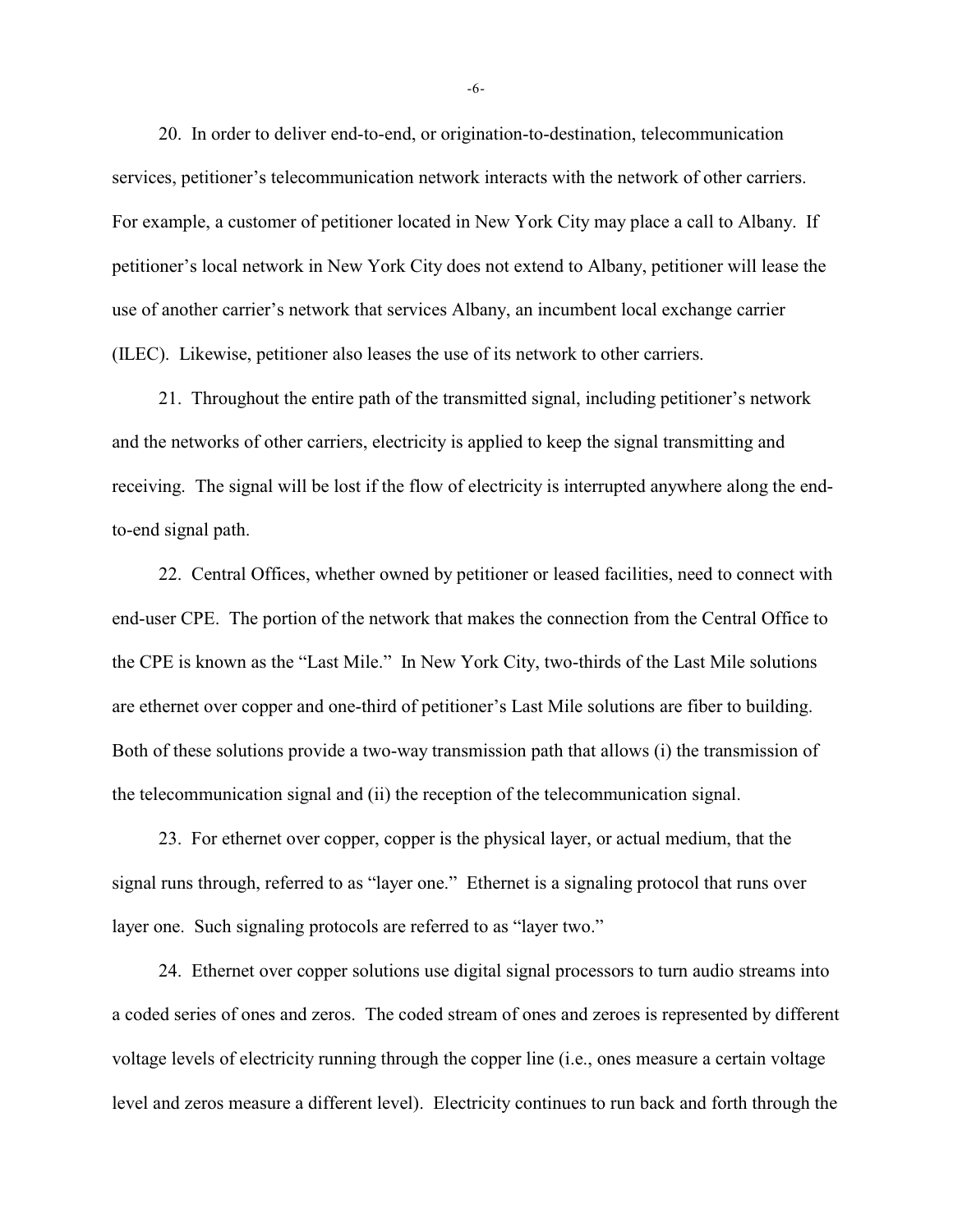20. In order to deliver end-to-end, or origination-to-destination, telecommunication services, petitioner's telecommunication network interacts with the network of other carriers. For example, a customer of petitioner located in New York City may place a call to Albany. If petitioner's local network in New York City does not extend to Albany, petitioner will lease the use of another carrier's network that services Albany, an incumbent local exchange carrier (ILEC). Likewise, petitioner also leases the use of its network to other carriers.

21. Throughout the entire path of the transmitted signal, including petitioner's network and the networks of other carriers, electricity is applied to keep the signal transmitting and receiving. The signal will be lost if the flow of electricity is interrupted anywhere along the end-to-end signal path.

22. Central Offices, whether owned by petitioner or leased facilities, need to connect with end-user CPE. The portion of the network that makes the connection from the Central Office to the CPE is known as the "Last Mile." In New York City, two-thirds of the Last Mile solutions are ethernet over copper and one-third of petitioner's Last Mile solutions are fiber to building. Both of these solutions provide a two-way transmission path that allows (i) the transmission of the telecommunication signal and (ii) the reception of the telecommunication signal.

23. For ethernet over copper, copper is the physical layer, or actual medium, that the signal runs through, referred to as "layer one." Ethernet is a signaling protocol that runs over layer one. Such signaling protocols are referred to as "layer two."

24. Ethernet over copper solutions use digital signal processors to turn audio streams into a coded series of ones and zeros. The coded stream of ones and zeroes is represented by different voltage levels of electricity running through the copper line (i.e., ones measure a certain voltage level and zeros measure a different level). Electricity continues to run back and forth through the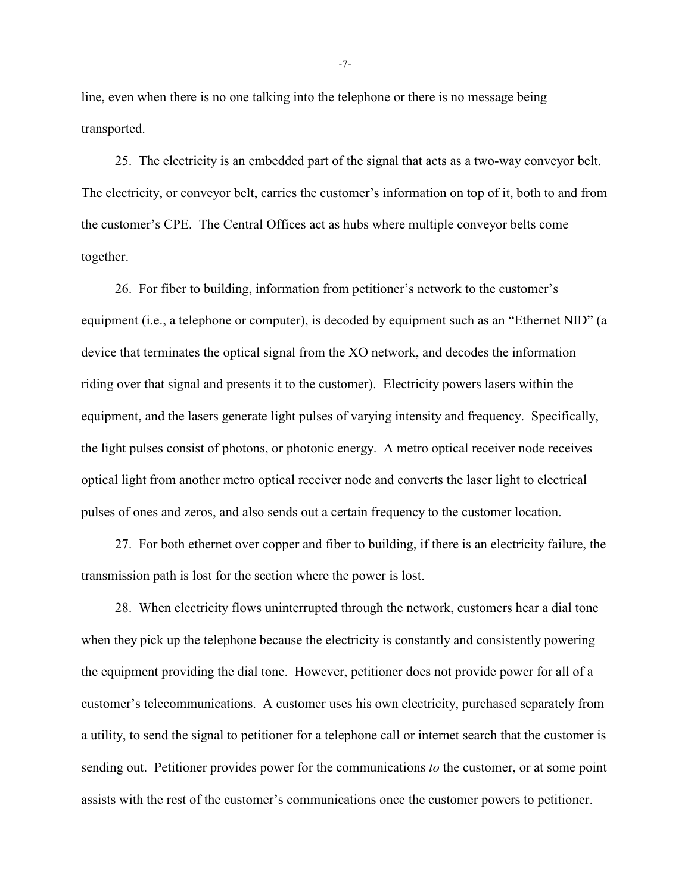line, even when there is no one talking into the telephone or there is no message being transported.

25. The electricity is an embedded part of the signal that acts as a two-way conveyor belt. The electricity, or conveyor belt, carries the customer's information on top of it, both to and from the customer's CPE. The Central Offices act as hubs where multiple conveyor belts come together.

26. For fiber to building, information from petitioner's network to the customer's equipment (i.e., a telephone or computer), is decoded by equipment such as an "Ethernet NID" (a device that terminates the optical signal from the XO network, and decodes the information riding over that signal and presents it to the customer). Electricity powers lasers within the equipment, and the lasers generate light pulses of varying intensity and frequency. Specifically, the light pulses consist of photons, or photonic energy. A metro optical receiver node receives optical light from another metro optical receiver node and converts the laser light to electrical pulses of ones and zeros, and also sends out a certain frequency to the customer location.

27. For both ethernet over copper and fiber to building, if there is an electricity failure, the transmission path is lost for the section where the power is lost.

28. When electricity flows uninterrupted through the network, customers hear a dial tone when they pick up the telephone because the electricity is constantly and consistently powering the equipment providing the dial tone. However, petitioner does not provide power for all of a customer's telecommunications. A customer uses his own electricity, purchased separately from a utility, to send the signal to petitioner for a telephone call or internet search that the customer is sending out. Petitioner provides power for the communications *to* the customer, or at some point assists with the rest of the customer's communications once the customer powers to petitioner.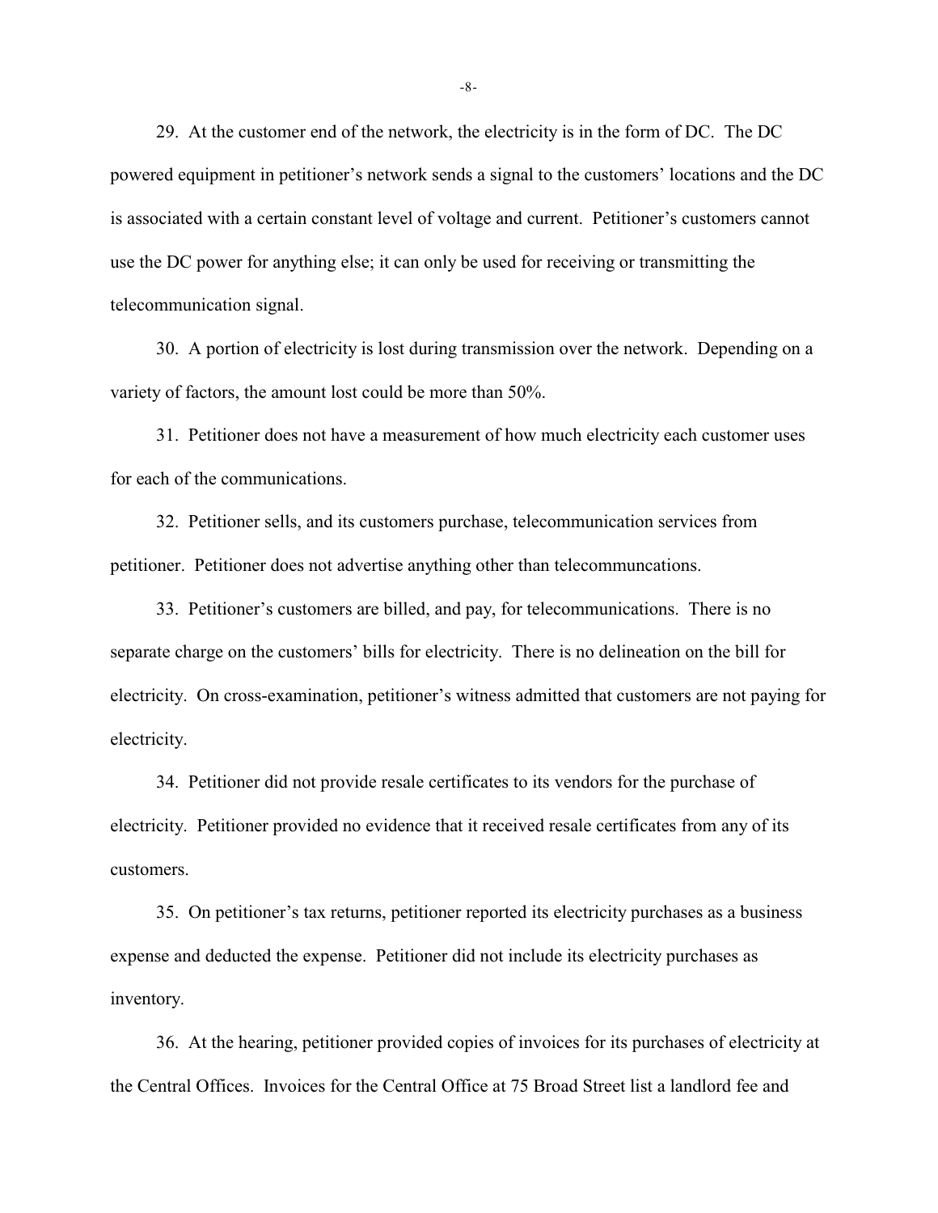29. At the customer end of the network, the electricity is in the form of DC. The DC powered equipment in petitioner's network sends a signal to the customers' locations and the DC is associated with a certain constant level of voltage and current. Petitioner's customers cannot use the DC power for anything else; it can only be used for receiving or transmitting the telecommunication signal.

30. A portion of electricity is lost during transmission over the network. Depending on a variety of factors, the amount lost could be more than 50%.

31. Petitioner does not have a measurement of how much electricity each customer uses for each of the communications.

32. Petitioner sells, and its customers purchase, telecommunication services from petitioner. Petitioner does not advertise anything other than telecommuncations.

33. Petitioner's customers are billed, and pay, for telecommunications. There is no separate charge on the customers' bills for electricity. There is no delineation on the bill for electricity. On cross-examination, petitioner's witness admitted that customers are not paying for electricity.

34. Petitioner did not provide resale certificates to its vendors for the purchase of electricity. Petitioner provided no evidence that it received resale certificates from any of its customers.

35. On petitioner's tax returns, petitioner reported its electricity purchases as a business expense and deducted the expense. Petitioner did not include its electricity purchases as inventory.

36. At the hearing, petitioner provided copies of invoices for its purchases of electricity at the Central Offices. Invoices for the Central Office at 75 Broad Street list a landlord fee and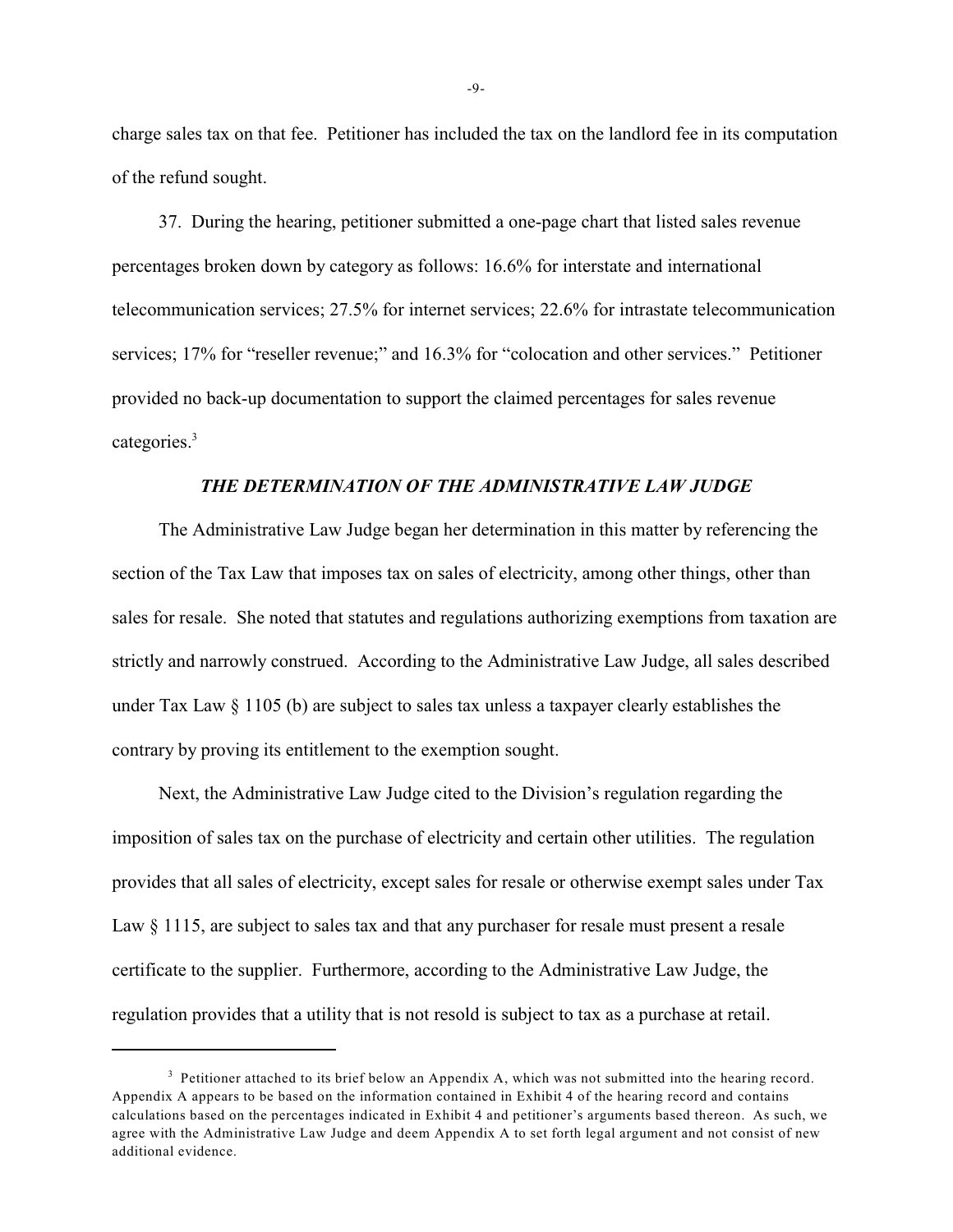charge sales tax on that fee. Petitioner has included the tax on the landlord fee in its computation of the refund sought.

37. During the hearing, petitioner submitted a one-page chart that listed sales revenue percentages broken down by category as follows: 16.6% for interstate and international telecommunication services; 27.5% for internet services; 22.6% for intrastate telecommunication services; 17% for "reseller revenue;" and 16.3% for "colocation and other services." Petitioner provided no back-up documentation to support the claimed percentages for sales revenue categories.[3]

### *THE DETERMINATION OF THE ADMINISTRATIVE LAW JUDGE*

The Administrative Law Judge began her determination in this matter by referencing the section of the Tax Law that imposes tax on sales of electricity, among other things, other than sales for resale. She noted that statutes and regulations authorizing exemptions from taxation are strictly and narrowly construed. According to the Administrative Law Judge, all sales described under Tax Law § 1105 (b) are subject to sales tax unless a taxpayer clearly establishes the contrary by proving its entitlement to the exemption sought.

Next, the Administrative Law Judge cited to the Division's regulation regarding the imposition of sales tax on the purchase of electricity and certain other utilities. The regulation provides that all sales of electricity, except sales for resale or otherwise exempt sales under Tax Law § 1115, are subject to sales tax and that any purchaser for resale must present a resale certificate to the supplier. Furthermore, according to the Administrative Law Judge, the regulation provides that a utility that is not resold is subject to tax as a purchase at retail.

---

[3] Petitioner attached to its brief below an Appendix A, which was not submitted into the hearing record. Appendix A appears to be based on the information contained in Exhibit 4 of the hearing record and contains calculations based on the percentages indicated in Exhibit 4 and petitioner's arguments based thereon. As such, we agree with the Administrative Law Judge and deem Appendix A to set forth legal argument and not consist of new additional evidence.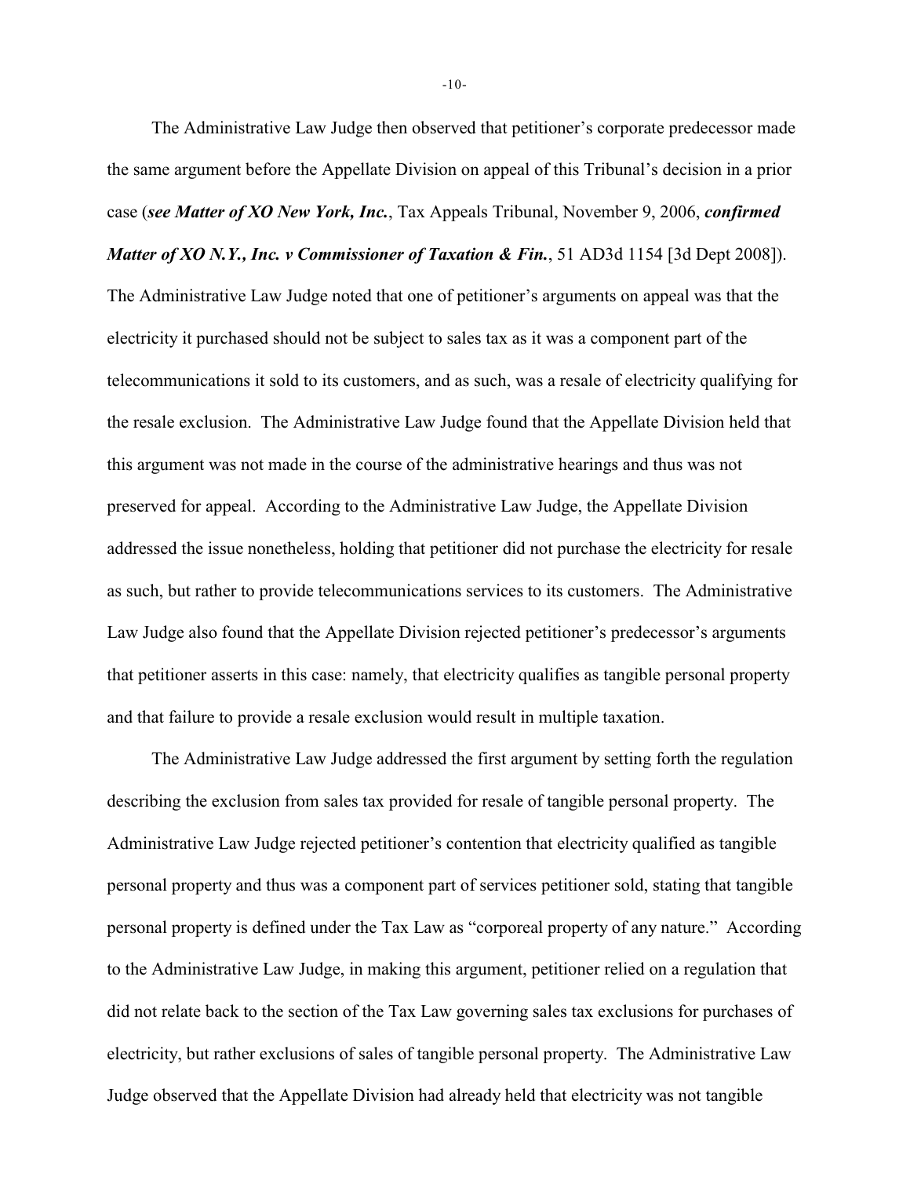The Administrative Law Judge then observed that petitioner's corporate predecessor made the same argument before the Appellate Division on appeal of this Tribunal's decision in a prior case (***see Matter of XO New York, Inc.***, Tax Appeals Tribunal, November 9, 2006, ***confirmed Matter of XO N.Y., Inc. v Commissioner of Taxation & Fin.***, 51 AD3d 1154 [3d Dept 2008]). The Administrative Law Judge noted that one of petitioner's arguments on appeal was that the electricity it purchased should not be subject to sales tax as it was a component part of the telecommunications it sold to its customers, and as such, was a resale of electricity qualifying for the resale exclusion. The Administrative Law Judge found that the Appellate Division held that this argument was not made in the course of the administrative hearings and thus was not preserved for appeal. According to the Administrative Law Judge, the Appellate Division addressed the issue nonetheless, holding that petitioner did not purchase the electricity for resale as such, but rather to provide telecommunications services to its customers. The Administrative Law Judge also found that the Appellate Division rejected petitioner's predecessor's arguments that petitioner asserts in this case: namely, that electricity qualifies as tangible personal property and that failure to provide a resale exclusion would result in multiple taxation.

The Administrative Law Judge addressed the first argument by setting forth the regulation describing the exclusion from sales tax provided for resale of tangible personal property. The Administrative Law Judge rejected petitioner's contention that electricity qualified as tangible personal property and thus was a component part of services petitioner sold, stating that tangible personal property is defined under the Tax Law as "corporeal property of any nature." According to the Administrative Law Judge, in making this argument, petitioner relied on a regulation that did not relate back to the section of the Tax Law governing sales tax exclusions for purchases of electricity, but rather exclusions of sales of tangible personal property. The Administrative Law Judge observed that the Appellate Division had already held that electricity was not tangible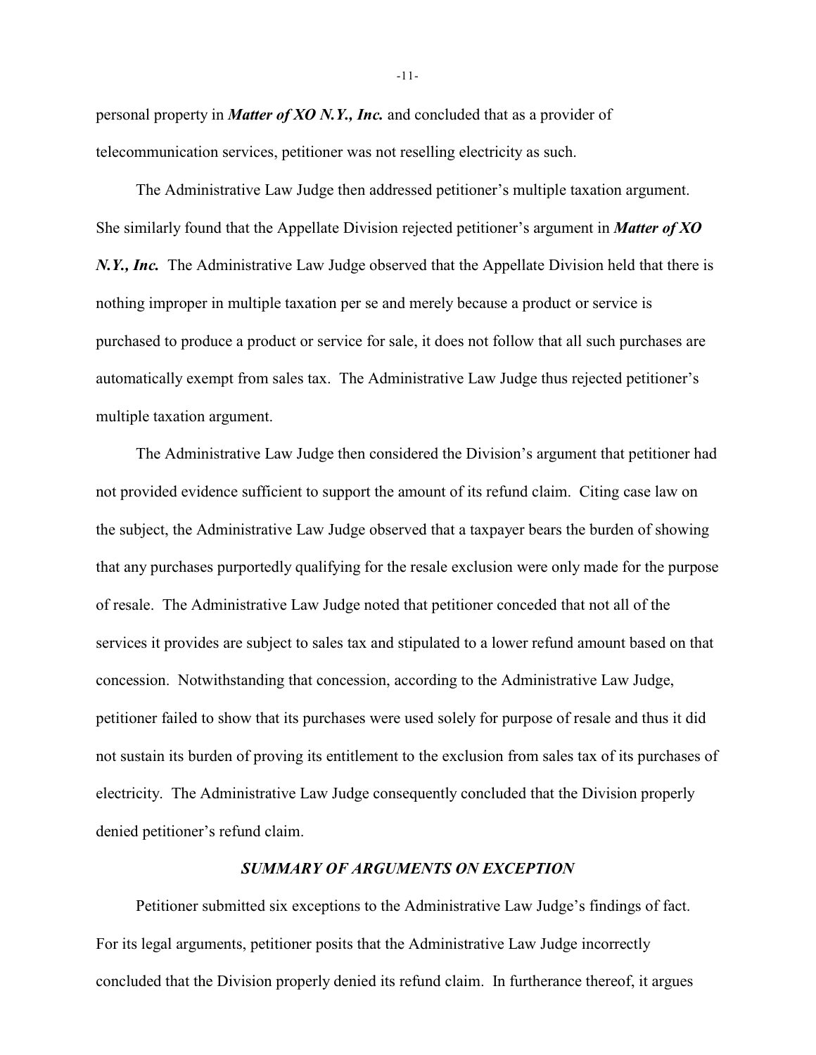personal property in ***Matter of XO N.Y., Inc.*** and concluded that as a provider of telecommunication services, petitioner was not reselling electricity as such.

The Administrative Law Judge then addressed petitioner's multiple taxation argument. She similarly found that the Appellate Division rejected petitioner's argument in ***Matter of XO N.Y., Inc.*** The Administrative Law Judge observed that the Appellate Division held that there is nothing improper in multiple taxation per se and merely because a product or service is purchased to produce a product or service for sale, it does not follow that all such purchases are automatically exempt from sales tax. The Administrative Law Judge thus rejected petitioner's multiple taxation argument.

The Administrative Law Judge then considered the Division's argument that petitioner had not provided evidence sufficient to support the amount of its refund claim. Citing case law on the subject, the Administrative Law Judge observed that a taxpayer bears the burden of showing that any purchases purportedly qualifying for the resale exclusion were only made for the purpose of resale. The Administrative Law Judge noted that petitioner conceded that not all of the services it provides are subject to sales tax and stipulated to a lower refund amount based on that concession. Notwithstanding that concession, according to the Administrative Law Judge, petitioner failed to show that its purchases were used solely for purpose of resale and thus it did not sustain its burden of proving its entitlement to the exclusion from sales tax of its purchases of electricity. The Administrative Law Judge consequently concluded that the Division properly denied petitioner's refund claim.

### *SUMMARY OF ARGUMENTS ON EXCEPTION*

Petitioner submitted six exceptions to the Administrative Law Judge's findings of fact. For its legal arguments, petitioner posits that the Administrative Law Judge incorrectly concluded that the Division properly denied its refund claim. In furtherance thereof, it argues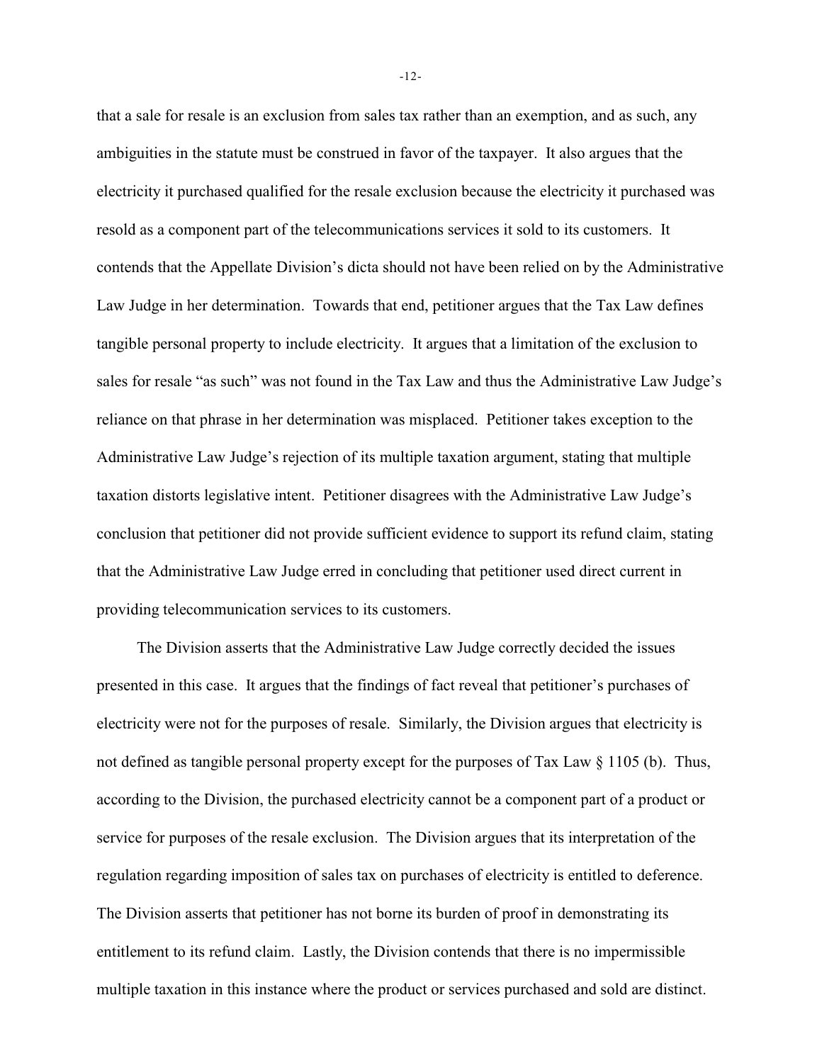that a sale for resale is an exclusion from sales tax rather than an exemption, and as such, any ambiguities in the statute must be construed in favor of the taxpayer. It also argues that the electricity it purchased qualified for the resale exclusion because the electricity it purchased was resold as a component part of the telecommunications services it sold to its customers. It contends that the Appellate Division's dicta should not have been relied on by the Administrative Law Judge in her determination. Towards that end, petitioner argues that the Tax Law defines tangible personal property to include electricity. It argues that a limitation of the exclusion to sales for resale "as such" was not found in the Tax Law and thus the Administrative Law Judge's reliance on that phrase in her determination was misplaced. Petitioner takes exception to the Administrative Law Judge's rejection of its multiple taxation argument, stating that multiple taxation distorts legislative intent. Petitioner disagrees with the Administrative Law Judge's conclusion that petitioner did not provide sufficient evidence to support its refund claim, stating that the Administrative Law Judge erred in concluding that petitioner used direct current in providing telecommunication services to its customers.

The Division asserts that the Administrative Law Judge correctly decided the issues presented in this case. It argues that the findings of fact reveal that petitioner's purchases of electricity were not for the purposes of resale. Similarly, the Division argues that electricity is not defined as tangible personal property except for the purposes of Tax Law § 1105 (b). Thus, according to the Division, the purchased electricity cannot be a component part of a product or service for purposes of the resale exclusion. The Division argues that its interpretation of the regulation regarding imposition of sales tax on purchases of electricity is entitled to deference. The Division asserts that petitioner has not borne its burden of proof in demonstrating its entitlement to its refund claim. Lastly, the Division contends that there is no impermissible multiple taxation in this instance where the product or services purchased and sold are distinct.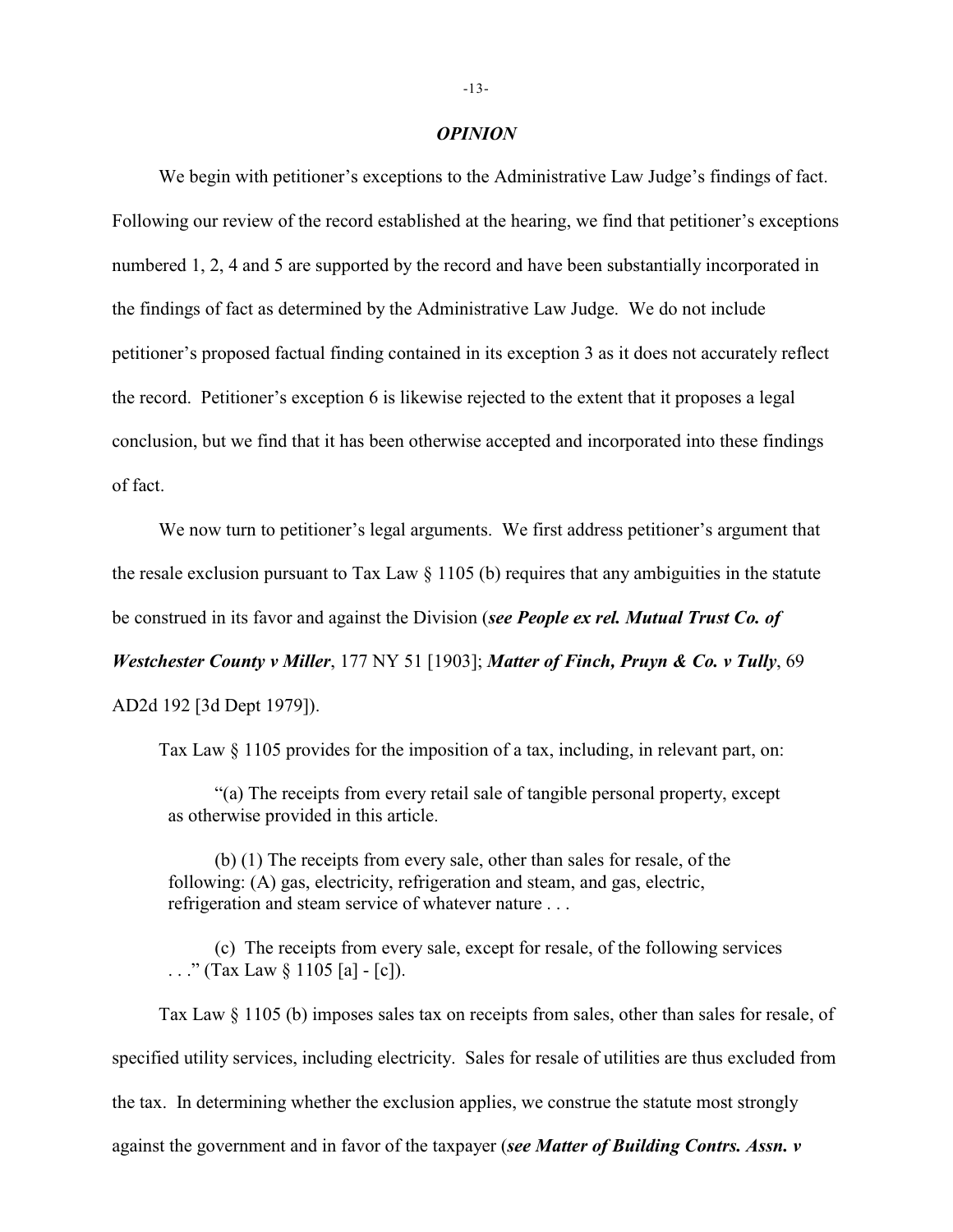## *OPINION*

We begin with petitioner's exceptions to the Administrative Law Judge's findings of fact. Following our review of the record established at the hearing, we find that petitioner's exceptions numbered 1, 2, 4 and 5 are supported by the record and have been substantially incorporated in the findings of fact as determined by the Administrative Law Judge. We do not include petitioner's proposed factual finding contained in its exception 3 as it does not accurately reflect the record. Petitioner's exception 6 is likewise rejected to the extent that it proposes a legal conclusion, but we find that it has been otherwise accepted and incorporated into these findings of fact.

We now turn to petitioner's legal arguments. We first address petitioner's argument that the resale exclusion pursuant to Tax Law § 1105 (b) requires that any ambiguities in the statute be construed in its favor and against the Division (***see People ex rel. Mutual Trust Co. of Westchester County v Miller***, 177 NY 51 [1903]; ***Matter of Finch, Pruyn & Co. v Tully***, 69 AD2d 192 [3d Dept 1979]).

Tax Law § 1105 provides for the imposition of a tax, including, in relevant part, on:

> "(a) The receipts from every retail sale of tangible personal property, except as otherwise provided in this article.
>
> (b) (1) The receipts from every sale, other than sales for resale, of the following: (A) gas, electricity, refrigeration and steam, and gas, electric, refrigeration and steam service of whatever nature . . .
>
> (c) The receipts from every sale, except for resale, of the following services . . ." (Tax Law § 1105 [a] - [c]).

Tax Law § 1105 (b) imposes sales tax on receipts from sales, other than sales for resale, of specified utility services, including electricity. Sales for resale of utilities are thus excluded from the tax. In determining whether the exclusion applies, we construe the statute most strongly against the government and in favor of the taxpayer (***see Matter of Building Contrs. Assn. v***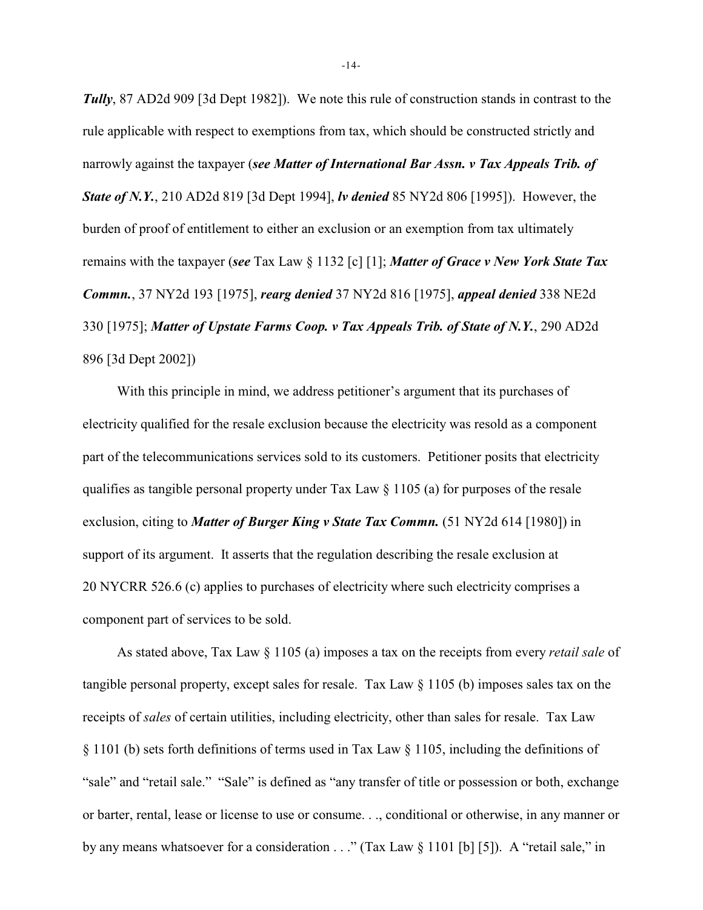***Tully***, 87 AD2d 909 [3d Dept 1982]). We note this rule of construction stands in contrast to the rule applicable with respect to exemptions from tax, which should be constructed strictly and narrowly against the taxpayer (***see Matter of International Bar Assn. v Tax Appeals Trib. of State of N.Y.***, 210 AD2d 819 [3d Dept 1994], ***lv denied*** 85 NY2d 806 [1995]). However, the burden of proof of entitlement to either an exclusion or an exemption from tax ultimately remains with the taxpayer (***see*** Tax Law § 1132 [c] [1]; ***Matter of Grace v New York State Tax Commn.***, 37 NY2d 193 [1975], ***rearg denied*** 37 NY2d 816 [1975], ***appeal denied*** 338 NE2d 330 [1975]; ***Matter of Upstate Farms Coop. v Tax Appeals Trib. of State of N.Y.***, 290 AD2d 896 [3d Dept 2002])

With this principle in mind, we address petitioner's argument that its purchases of electricity qualified for the resale exclusion because the electricity was resold as a component part of the telecommunications services sold to its customers. Petitioner posits that electricity qualifies as tangible personal property under Tax Law § 1105 (a) for purposes of the resale exclusion, citing to ***Matter of Burger King v State Tax Commn.*** (51 NY2d 614 [1980]) in support of its argument. It asserts that the regulation describing the resale exclusion at 20 NYCRR 526.6 (c) applies to purchases of electricity where such electricity comprises a component part of services to be sold.

As stated above, Tax Law § 1105 (a) imposes a tax on the receipts from every *retail sale* of tangible personal property, except sales for resale. Tax Law § 1105 (b) imposes sales tax on the receipts of *sales* of certain utilities, including electricity, other than sales for resale. Tax Law § 1101 (b) sets forth definitions of terms used in Tax Law § 1105, including the definitions of "sale" and "retail sale." "Sale" is defined as "any transfer of title or possession or both, exchange or barter, rental, lease or license to use or consume. . ., conditional or otherwise, in any manner or by any means whatsoever for a consideration . . ." (Tax Law § 1101 [b] [5]). A "retail sale," in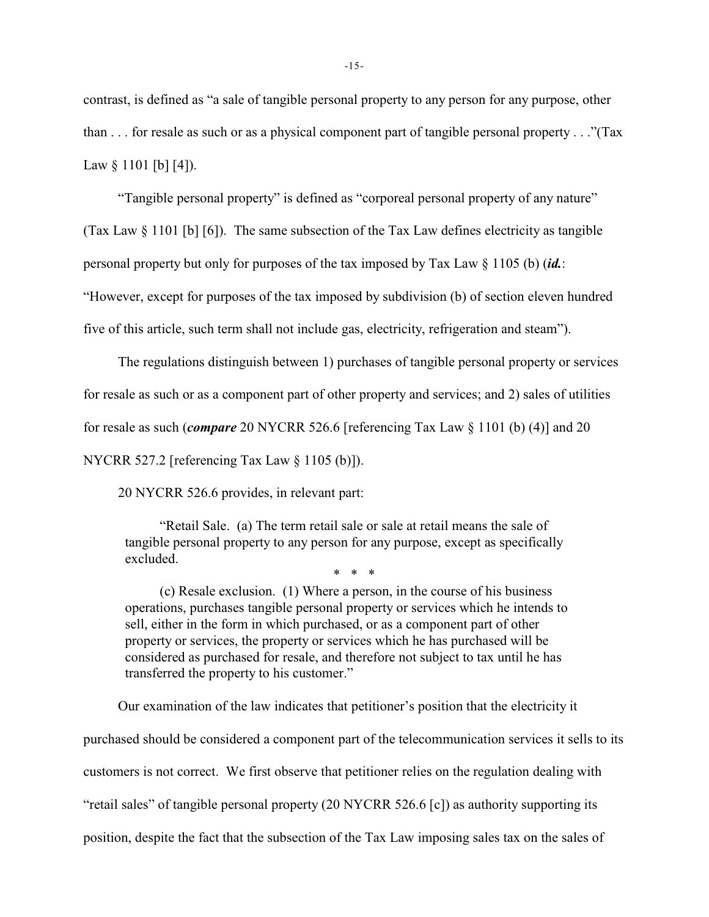contrast, is defined as "a sale of tangible personal property to any person for any purpose, other than . . . for resale as such or as a physical component part of tangible personal property . . ."(Tax Law § 1101 [b] [4]).

"Tangible personal property" is defined as "corporeal personal property of any nature" (Tax Law § 1101 [b] [6]). The same subsection of the Tax Law defines electricity as tangible personal property but only for purposes of the tax imposed by Tax Law § 1105 (b) (***id.***: "However, except for purposes of the tax imposed by subdivision (b) of section eleven hundred five of this article, such term shall not include gas, electricity, refrigeration and steam").

The regulations distinguish between 1) purchases of tangible personal property or services for resale as such or as a component part of other property and services; and 2) sales of utilities for resale as such (***compare*** 20 NYCRR 526.6 [referencing Tax Law § 1101 (b) (4)] and 20 NYCRR 527.2 [referencing Tax Law § 1105 (b)]).

20 NYCRR 526.6 provides, in relevant part:

> "Retail Sale. (a) The term retail sale or sale at retail means the sale of tangible personal property to any person for any purpose, except as specifically excluded.
>
> \* \* \*
>
> (c) Resale exclusion. (1) Where a person, in the course of his business operations, purchases tangible personal property or services which he intends to sell, either in the form in which purchased, or as a component part of other property or services, the property or services which he has purchased will be considered as purchased for resale, and therefore not subject to tax until he has transferred the property to his customer."

Our examination of the law indicates that petitioner's position that the electricity it purchased should be considered a component part of the telecommunication services it sells to its customers is not correct. We first observe that petitioner relies on the regulation dealing with "retail sales" of tangible personal property (20 NYCRR 526.6 [c]) as authority supporting its position, despite the fact that the subsection of the Tax Law imposing sales tax on the sales of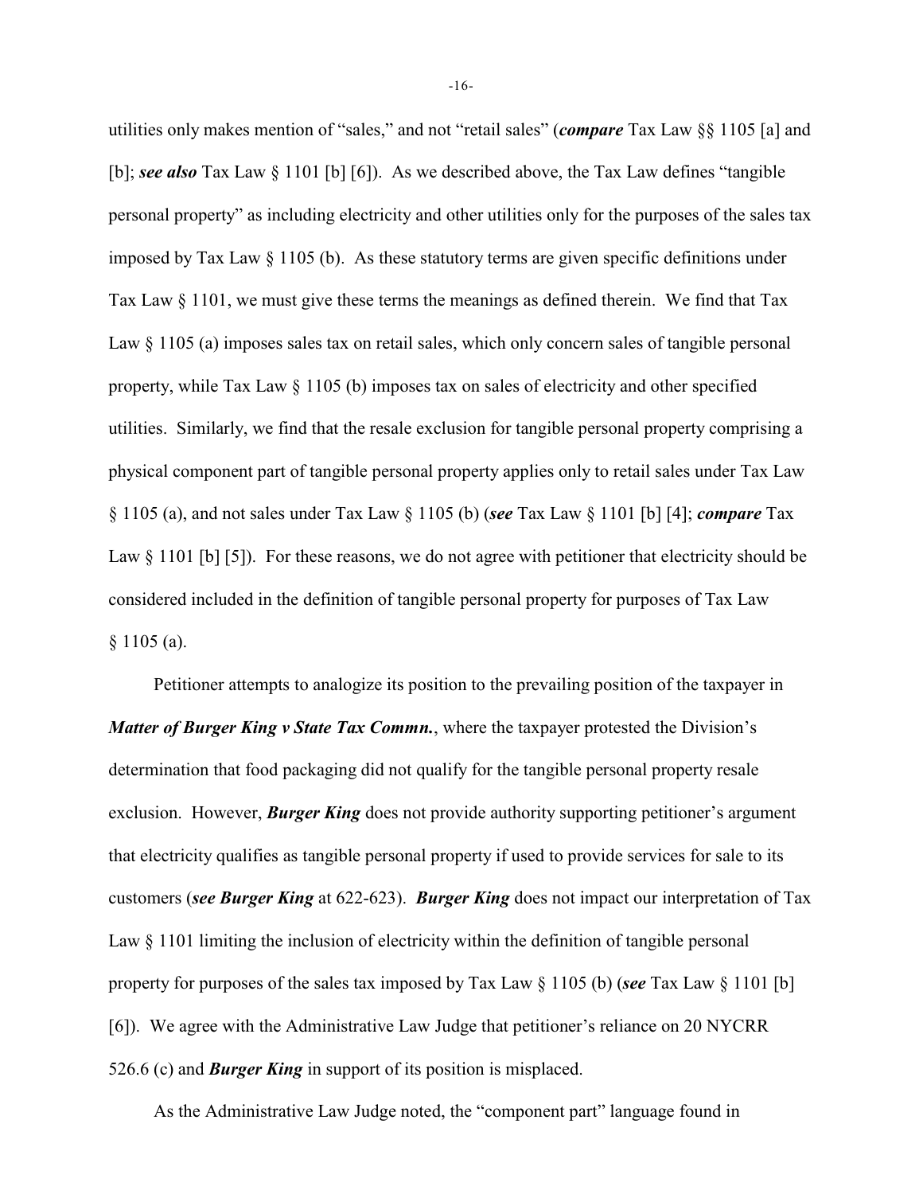utilities only makes mention of "sales," and not "retail sales" (***compare*** Tax Law §§ 1105 [a] and [b]; ***see also*** Tax Law § 1101 [b] [6]). As we described above, the Tax Law defines "tangible personal property" as including electricity and other utilities only for the purposes of the sales tax imposed by Tax Law § 1105 (b). As these statutory terms are given specific definitions under Tax Law § 1101, we must give these terms the meanings as defined therein. We find that Tax Law § 1105 (a) imposes sales tax on retail sales, which only concern sales of tangible personal property, while Tax Law § 1105 (b) imposes tax on sales of electricity and other specified utilities. Similarly, we find that the resale exclusion for tangible personal property comprising a physical component part of tangible personal property applies only to retail sales under Tax Law § 1105 (a), and not sales under Tax Law § 1105 (b) (***see*** Tax Law § 1101 [b] [4]; ***compare*** Tax Law § 1101 [b] [5]). For these reasons, we do not agree with petitioner that electricity should be considered included in the definition of tangible personal property for purposes of Tax Law § 1105 (a).

Petitioner attempts to analogize its position to the prevailing position of the taxpayer in ***Matter of Burger King v State Tax Commn.***, where the taxpayer protested the Division's determination that food packaging did not qualify for the tangible personal property resale exclusion. However, ***Burger King*** does not provide authority supporting petitioner's argument that electricity qualifies as tangible personal property if used to provide services for sale to its customers (***see Burger King*** at 622-623). ***Burger King*** does not impact our interpretation of Tax Law § 1101 limiting the inclusion of electricity within the definition of tangible personal property for purposes of the sales tax imposed by Tax Law § 1105 (b) (***see*** Tax Law § 1101 [b] [6]). We agree with the Administrative Law Judge that petitioner's reliance on 20 NYCRR 526.6 (c) and ***Burger King*** in support of its position is misplaced.

As the Administrative Law Judge noted, the "component part" language found in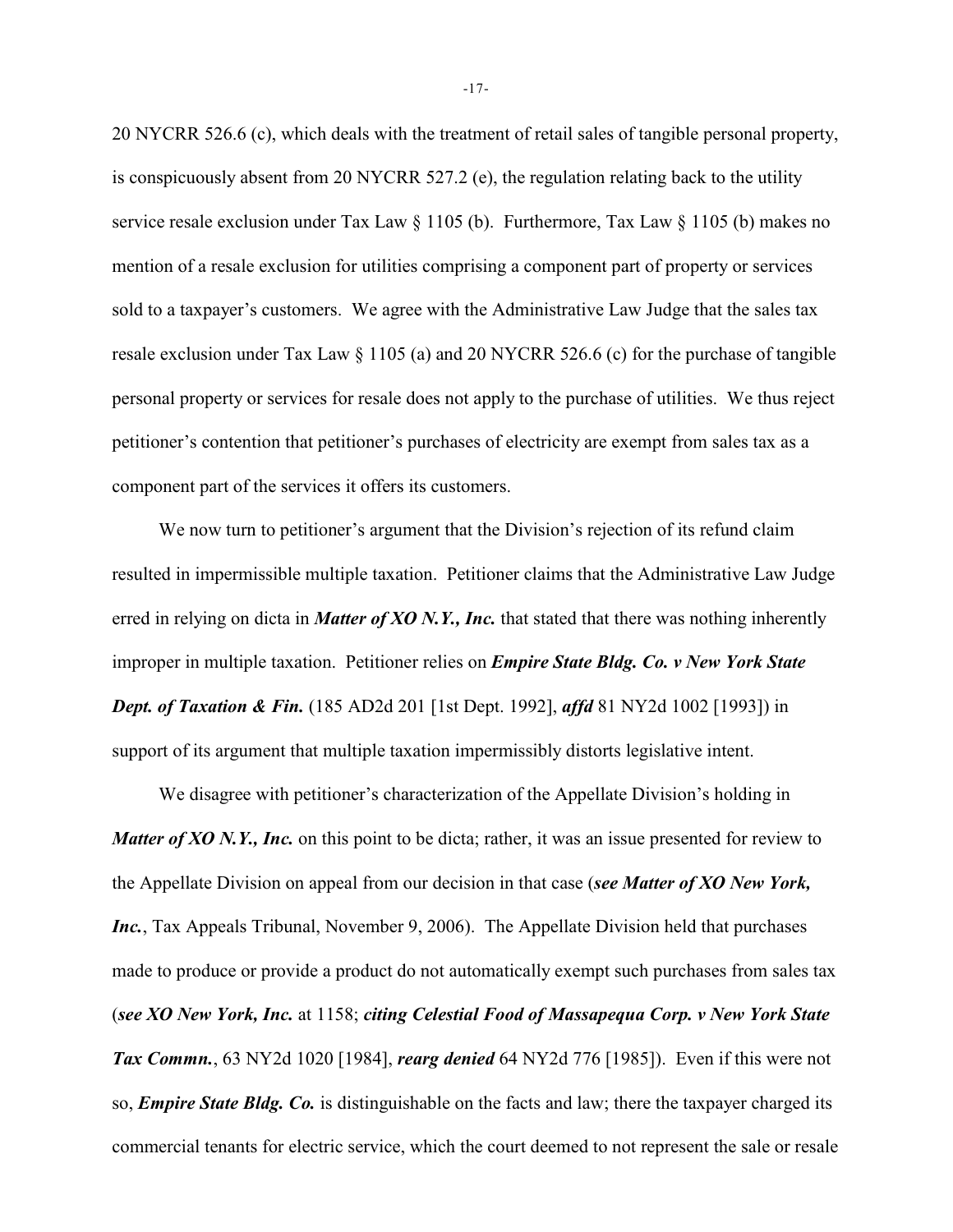20 NYCRR 526.6 (c), which deals with the treatment of retail sales of tangible personal property, is conspicuously absent from 20 NYCRR 527.2 (e), the regulation relating back to the utility service resale exclusion under Tax Law § 1105 (b). Furthermore, Tax Law § 1105 (b) makes no mention of a resale exclusion for utilities comprising a component part of property or services sold to a taxpayer's customers. We agree with the Administrative Law Judge that the sales tax resale exclusion under Tax Law § 1105 (a) and 20 NYCRR 526.6 (c) for the purchase of tangible personal property or services for resale does not apply to the purchase of utilities. We thus reject petitioner's contention that petitioner's purchases of electricity are exempt from sales tax as a component part of the services it offers its customers.

We now turn to petitioner's argument that the Division's rejection of its refund claim resulted in impermissible multiple taxation. Petitioner claims that the Administrative Law Judge erred in relying on dicta in ***Matter of XO N.Y., Inc.*** that stated that there was nothing inherently improper in multiple taxation. Petitioner relies on ***Empire State Bldg. Co. v New York State Dept. of Taxation & Fin.*** (185 AD2d 201 [1st Dept. 1992], ***affd*** 81 NY2d 1002 [1993]) in support of its argument that multiple taxation impermissibly distorts legislative intent.

We disagree with petitioner's characterization of the Appellate Division's holding in ***Matter of XO N.Y., Inc.*** on this point to be dicta; rather, it was an issue presented for review to the Appellate Division on appeal from our decision in that case (***see Matter of XO New York, Inc.***, Tax Appeals Tribunal, November 9, 2006). The Appellate Division held that purchases made to produce or provide a product do not automatically exempt such purchases from sales tax (***see XO New York, Inc.*** at 1158; ***citing Celestial Food of Massapequa Corp. v New York State Tax Commn.***, 63 NY2d 1020 [1984], ***rearg denied*** 64 NY2d 776 [1985]). Even if this were not so, ***Empire State Bldg. Co.*** is distinguishable on the facts and law; there the taxpayer charged its commercial tenants for electric service, which the court deemed to not represent the sale or resale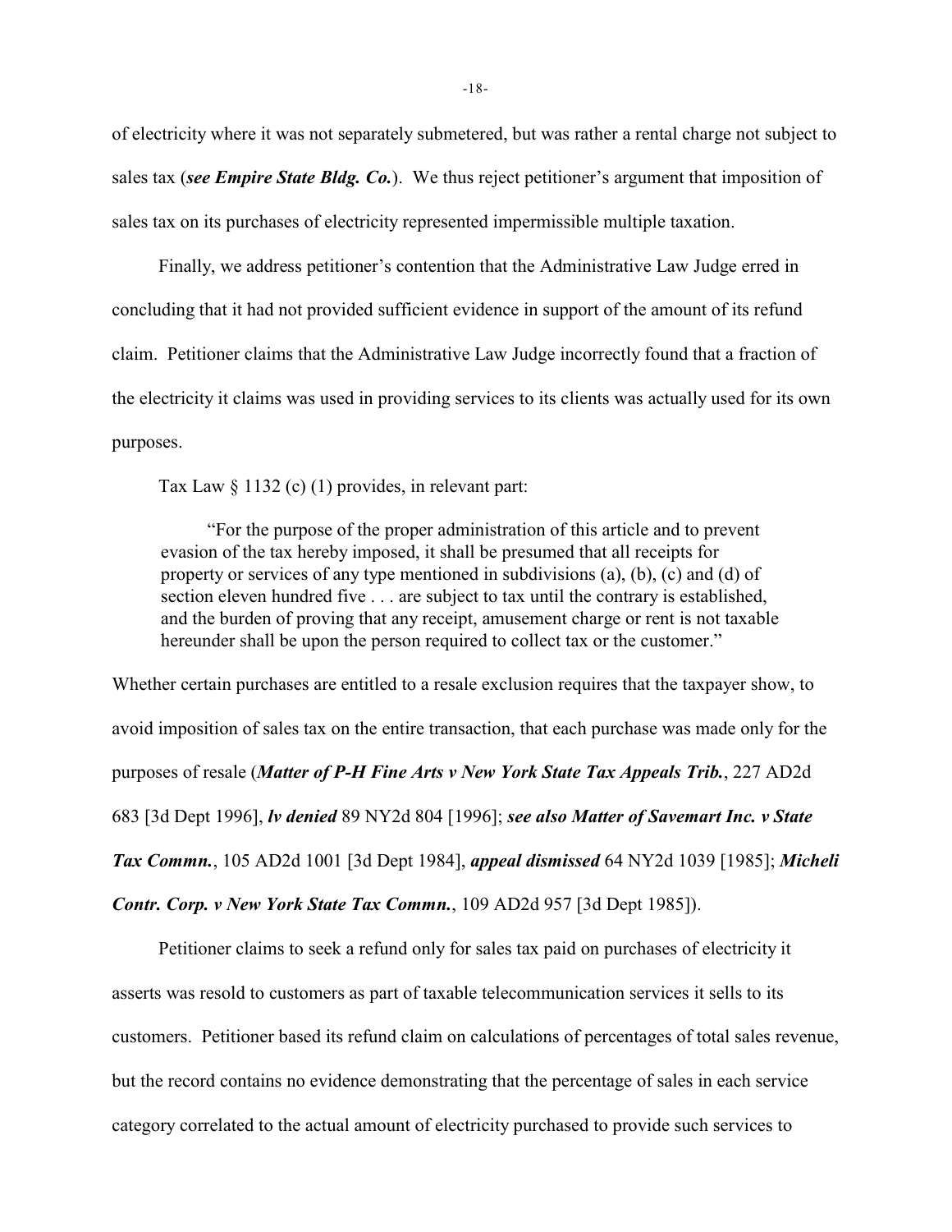of electricity where it was not separately submetered, but was rather a rental charge not subject to sales tax (***see Empire State Bldg. Co.***). We thus reject petitioner's argument that imposition of sales tax on its purchases of electricity represented impermissible multiple taxation.

Finally, we address petitioner's contention that the Administrative Law Judge erred in concluding that it had not provided sufficient evidence in support of the amount of its refund claim. Petitioner claims that the Administrative Law Judge incorrectly found that a fraction of the electricity it claims was used in providing services to its clients was actually used for its own purposes.

Tax Law § 1132 (c) (1) provides, in relevant part:

> "For the purpose of the proper administration of this article and to prevent evasion of the tax hereby imposed, it shall be presumed that all receipts for property or services of any type mentioned in subdivisions (a), (b), (c) and (d) of section eleven hundred five . . . are subject to tax until the contrary is established, and the burden of proving that any receipt, amusement charge or rent is not taxable hereunder shall be upon the person required to collect tax or the customer."

Whether certain purchases are entitled to a resale exclusion requires that the taxpayer show, to avoid imposition of sales tax on the entire transaction, that each purchase was made only for the purposes of resale (***Matter of P-H Fine Arts v New York State Tax Appeals Trib.***, 227 AD2d 683 [3d Dept 1996], ***lv denied*** 89 NY2d 804 [1996]; ***see also Matter of Savemart Inc. v State Tax Commn.***, 105 AD2d 1001 [3d Dept 1984], ***appeal dismissed*** 64 NY2d 1039 [1985]; ***Micheli Contr. Corp. v New York State Tax Commn.***, 109 AD2d 957 [3d Dept 1985]).

Petitioner claims to seek a refund only for sales tax paid on purchases of electricity it asserts was resold to customers as part of taxable telecommunication services it sells to its customers. Petitioner based its refund claim on calculations of percentages of total sales revenue, but the record contains no evidence demonstrating that the percentage of sales in each service category correlated to the actual amount of electricity purchased to provide such services to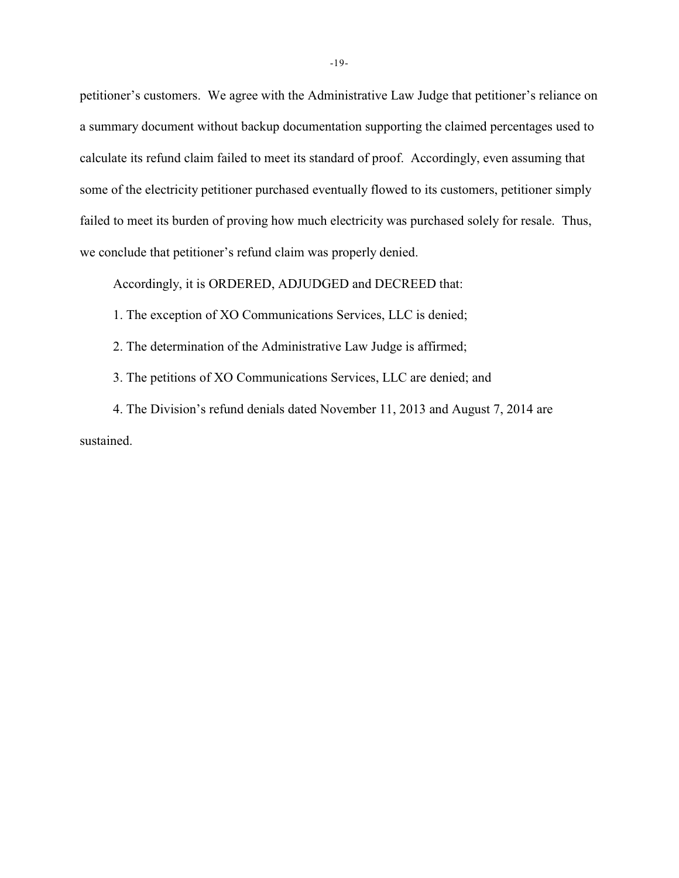petitioner's customers. We agree with the Administrative Law Judge that petitioner's reliance on a summary document without backup documentation supporting the claimed percentages used to calculate its refund claim failed to meet its standard of proof. Accordingly, even assuming that some of the electricity petitioner purchased eventually flowed to its customers, petitioner simply failed to meet its burden of proving how much electricity was purchased solely for resale. Thus, we conclude that petitioner's refund claim was properly denied.

Accordingly, it is ORDERED, ADJUDGED and DECREED that:

1. The exception of XO Communications Services, LLC is denied;

2. The determination of the Administrative Law Judge is affirmed;

3. The petitions of XO Communications Services, LLC are denied; and

4. The Division's refund denials dated November 11, 2013 and August 7, 2014 are sustained.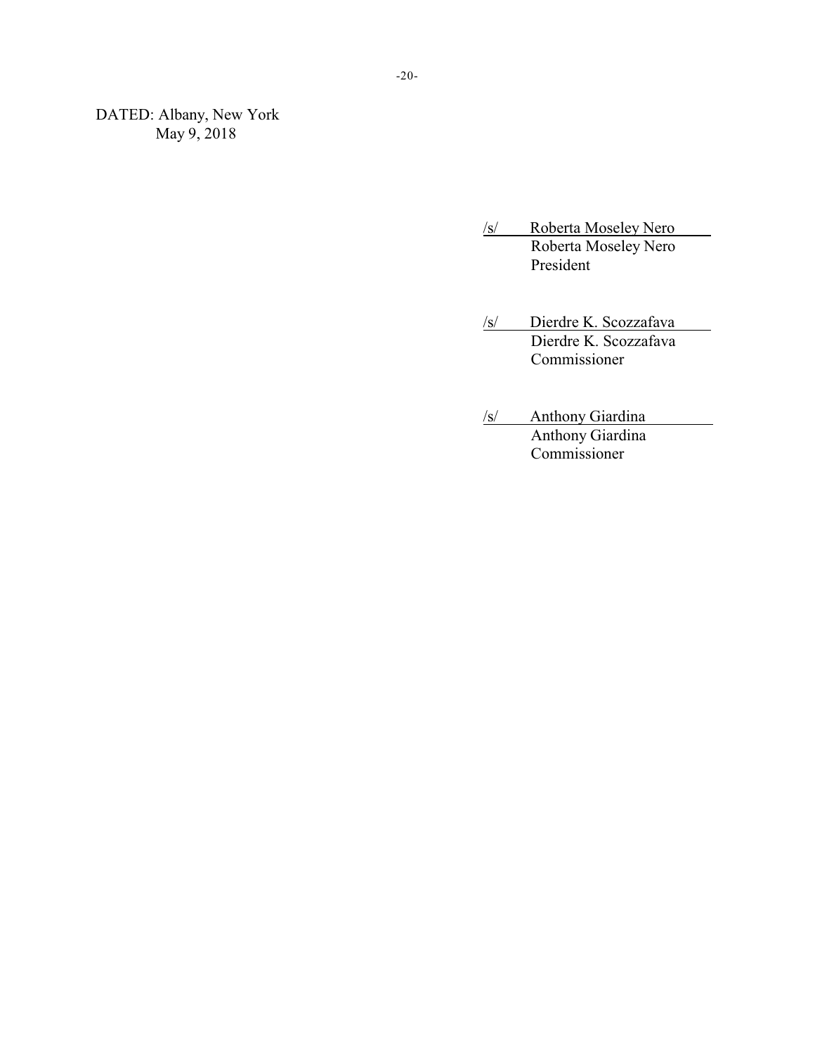DATED: Albany, New York
May 9, 2018

/s/ Roberta Moseley Nero
Roberta Moseley Nero
President

/s/ Dierdre K. Scozzafava
Dierdre K. Scozzafava
Commissioner

/s/ Anthony Giardina
Anthony Giardina
Commissioner